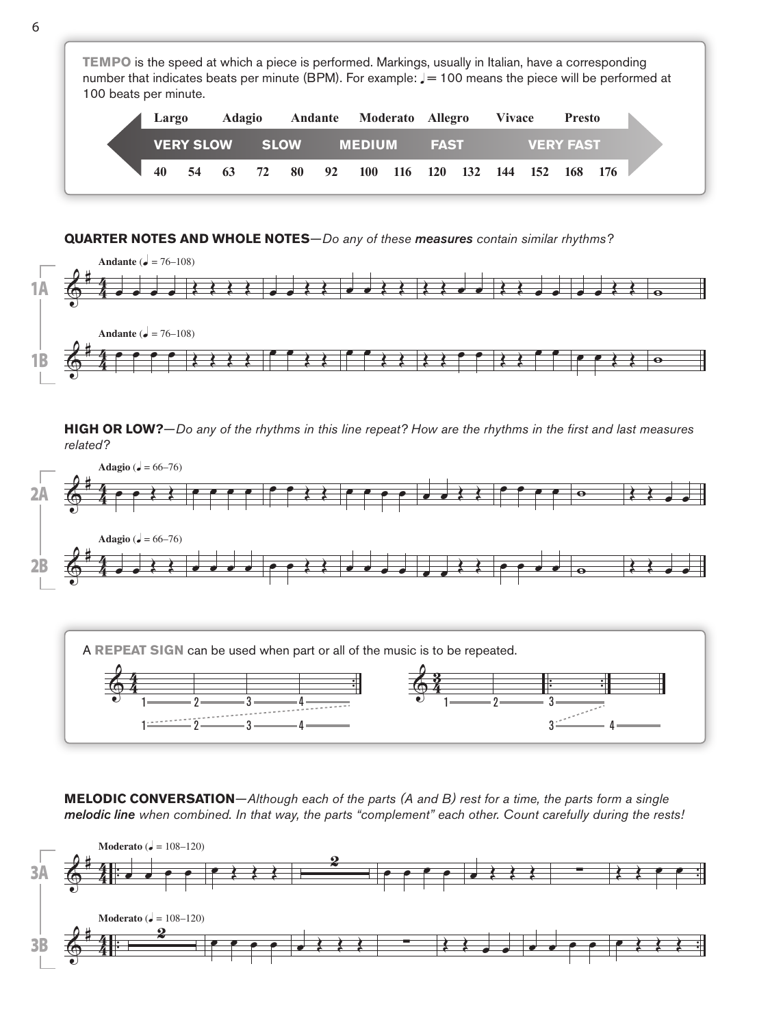**TEMPO** is the speed at which a piece is performed. Markings, usually in Italian, have a corresponding number that indicates beats per minute (BPM). For example: ♩= 100 means the piece will be performed at 100 beats per minute.

| Largo | | Adagio | | Andante | | Moderato | | Allegro | | Vivace | | Presto | |
|---|---|---|---|---|---|---|---|---|---|---|---|---|---|
| VERY SLOW | | SLOW | | | MEDIUM | | | FAST | | | VERY FAST | | |
| 40 | 54 | 63 | 72 | 80 | 92 | 100 | 116 | 120 | 132 | 144 | 152 | 168 | 176 |

**QUARTER NOTES AND WHOLE NOTES**—*Do any of these* ***measures*** *contain similar rhythms?*

1A — Andante (♩ = 76–108)

1B — Andante (♩ = 76–108)

**HIGH OR LOW?**—*Do any of the rhythms in this line repeat? How are the rhythms in the first and last measures related?*

2A — Adagio (♩ = 66–76)

2B — Adagio (♩ = 66–76)

A **REPEAT SIGN** can be used when part or all of the music is to be repeated.

**MELODIC CONVERSATION**—*Although each of the parts (A and B) rest for a time, the parts form a single* ***melodic line*** *when combined. In that way, the parts "complement" each other. Count carefully during the rests!*

3A — Moderato (♩ = 108–120)

3B — Moderato (♩ = 108–120)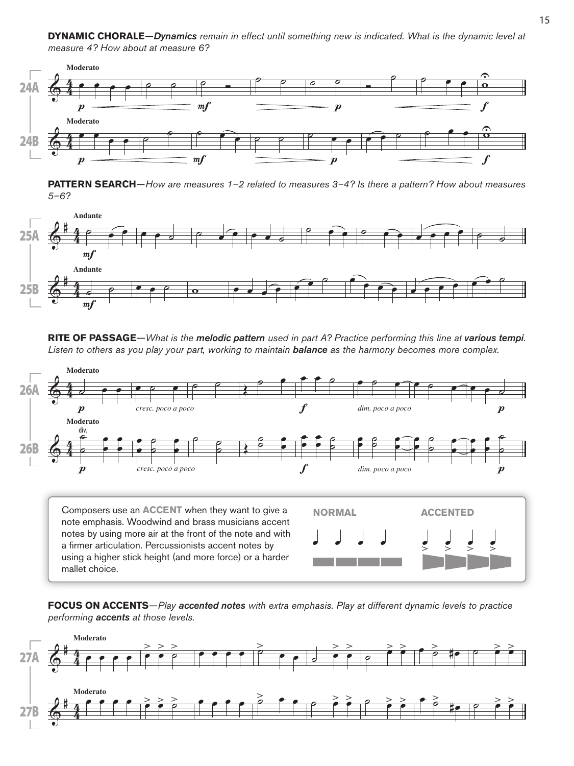**DYNAMIC CHORALE**—*Dynamics remain in effect until something new is indicated. What is the dynamic level at measure 4? How about at measure 6?*

**PATTERN SEARCH**—*How are measures 1–2 related to measures 3–4? Is there a pattern? How about measures 5–6?*

**RITE OF PASSAGE**—*What is the* ***melodic pattern*** *used in part A? Practice performing this line at* ***various tempi****. Listen to others as you play your part, working to maintain* ***balance*** *as the harmony becomes more complex.*

Composers use an **ACCENT** when they want to give a note emphasis. Woodwind and brass musicians accent notes by using more air at the front of the note and with a firmer articulation. Percussionists accent notes by using a higher stick height (and more force) or a harder mallet choice.

**NORMAL** **ACCENTED**

**FOCUS ON ACCENTS**—*Play* ***accented notes*** *with extra emphasis. Play at different dynamic levels to practice performing* ***accents*** *at those levels.*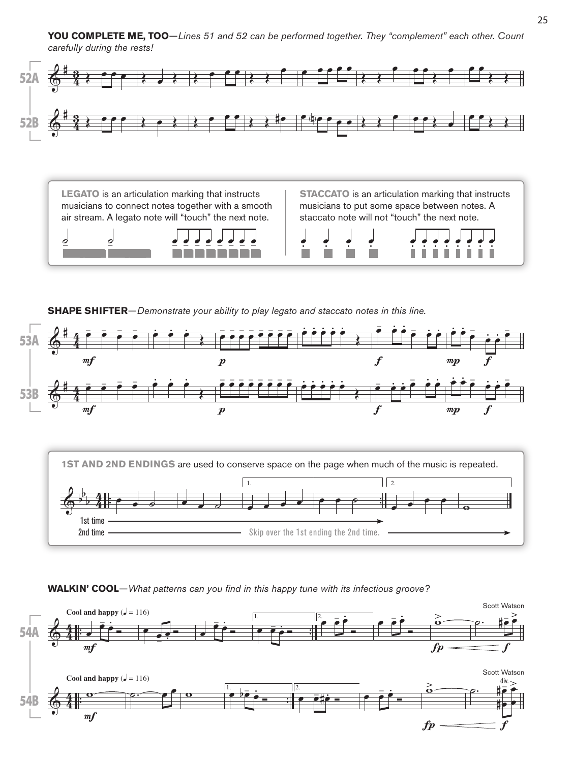**YOU COMPLETE ME, TOO**—*Lines 51 and 52 can be performed together. They "complement" each other. Count carefully during the rests!*

52A

52B

**LEGATO** is an articulation marking that instructs musicians to connect notes together with a smooth air stream. A legato note will "touch" the next note.

**STACCATO** is an articulation marking that instructs musicians to put some space between notes. A staccato note will not "touch" the next note.

**SHAPE SHIFTER**—*Demonstrate your ability to play legato and staccato notes in this line.*

53A

53B

**1ST AND 2ND ENDINGS** are used to conserve space on the page when much of the music is repeated.

1st time

2nd time — Skip over the 1st ending the 2nd time.

**WALKIN' COOL**—*What patterns can you find in this happy tune with its infectious groove?*

54A

Cool and happy (♩ = 116)

Scott Watson

54B

Cool and happy (♩ = 116)

Scott Watson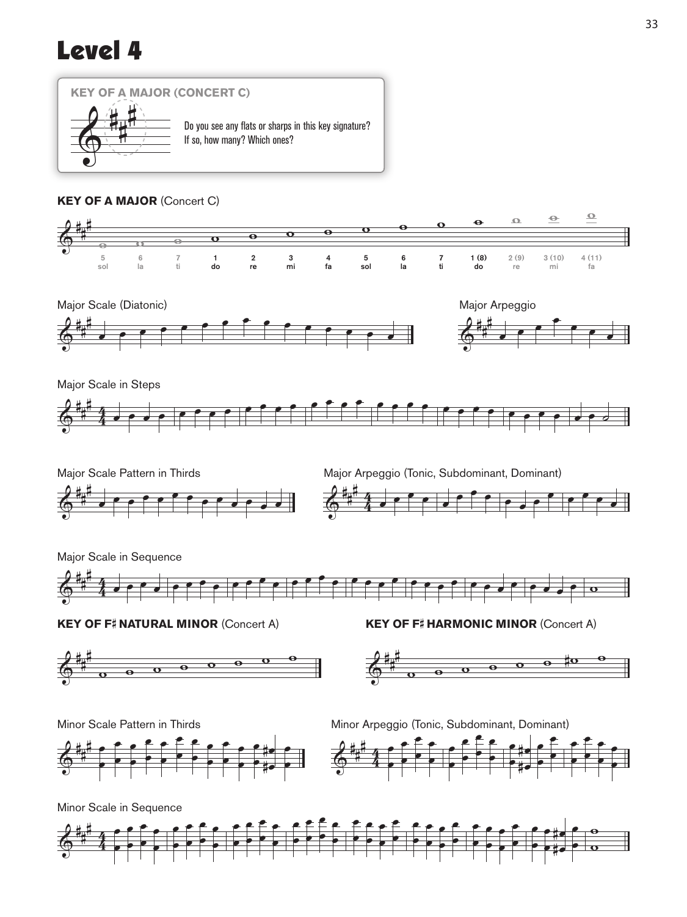# Level 4

**KEY OF A MAJOR (CONCERT C)**

Do you see any flats or sharps in this key signature? If so, how many? Which ones?

**KEY OF A MAJOR** (Concert C)

| 5 | 6 | 7 | 1 | 2 | 3 | 4 | 5 | 6 | 7 | 1 (8) | 2 (9) | 3 (10) | 4 (11) |
|---|---|---|---|---|---|---|---|---|---|---|---|---|---|
| sol | la | ti | do | re | mi | fa | sol | la | ti | do | re | mi | fa |

Major Scale (Diatonic)

Major Arpeggio

Major Scale in Steps

Major Scale Pattern in Thirds

Major Arpeggio (Tonic, Subdominant, Dominant)

Major Scale in Sequence

**KEY OF F♯ NATURAL MINOR** (Concert A)

**KEY OF F♯ HARMONIC MINOR** (Concert A)

Minor Scale Pattern in Thirds

Minor Arpeggio (Tonic, Subdominant, Dominant)

Minor Scale in Sequence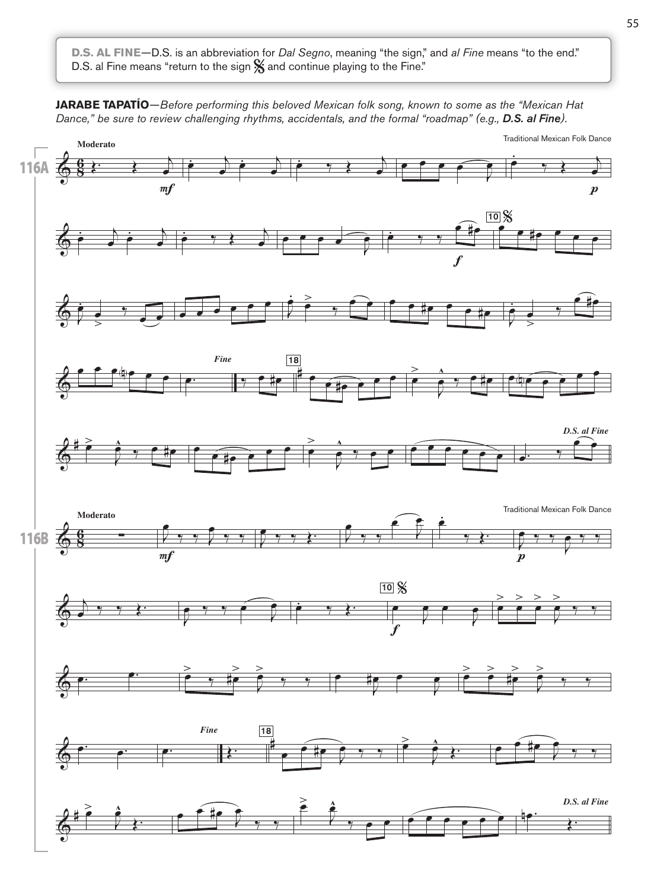**D.S. AL FINE**—D.S. is an abbreviation for *Dal Segno*, meaning "the sign," and *al Fine* means "to the end." D.S. al Fine means "return to the sign 𝄋 and continue playing to the Fine."

**JARABE TAPATÍO**—*Before performing this beloved Mexican folk song, known to some as the "Mexican Hat Dance," be sure to review challenging rhythms, accidentals, and the formal "roadmap" (e.g.,* ***D.S. al Fine****).*

**116A**

Moderato

Traditional Mexican Folk Dance

**116B**

Moderato

Traditional Mexican Folk Dance